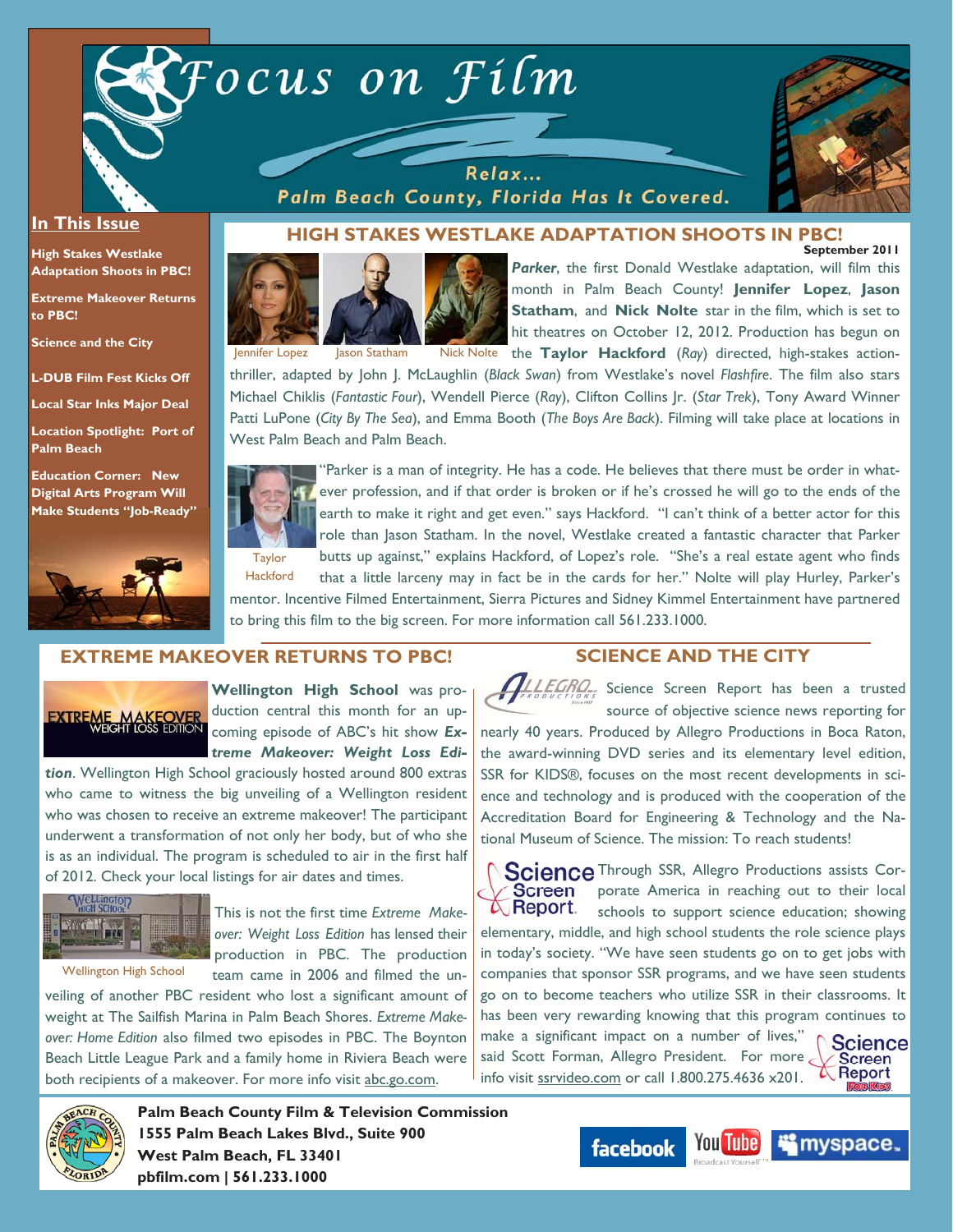# Focus on Film

Relax... Palm Beach County, Florida Has It Covered.

**In This Issue**

- High Stakes Westlake Adaptation Shoots in PBC!
- Extreme Makeover Returns to PBC!
- Science and the City
- L-DUB Film Fest Kicks Off
- Local Star Inks Major Deal
- Location Spotlight: Port of Palm Beach
- Education Corner: New Digital Arts Program Will Make Students "Job-Ready"

## HIGH STAKES WESTLAKE ADAPTATION SHOOTS IN PBC!

**September 2011**

Jennifer Lopez · Jason Statham · Nick Nolte

***Parker***, the first Donald Westlake adaptation, will film this month in Palm Beach County! **Jennifer Lopez**, **Jason Statham**, and **Nick Nolte** star in the film, which is set to hit theatres on October 12, 2012. Production has begun on the **Taylor Hackford** (*Ray*) directed, high-stakes action-thriller, adapted by John J. McLaughlin (*Black Swan*) from Westlake's novel *Flashfire*. The film also stars Michael Chiklis (*Fantastic Four*), Wendell Pierce (*Ray*), Clifton Collins Jr. (*Star Trek*), Tony Award Winner Patti LuPone (*City By The Sea*), and Emma Booth (*The Boys Are Back*). Filming will take place at locations in West Palm Beach and Palm Beach.

Taylor Hackford

"Parker is a man of integrity. He has a code. He believes that there must be order in whatever profession, and if that order is broken or if he's crossed he will go to the ends of the earth to make it right and get even." says Hackford. "I can't think of a better actor for this role than Jason Statham. In the novel, Westlake created a fantastic character that Parker butts up against," explains Hackford, of Lopez's role. "She's a real estate agent who finds that a little larceny may in fact be in the cards for her." Nolte will play Hurley, Parker's mentor. Incentive Filmed Entertainment, Sierra Pictures and Sidney Kimmel Entertainment have partnered to bring this film to the big screen. For more information call 561.233.1000.

## EXTREME MAKEOVER RETURNS TO PBC!

**Wellington High School** was production central this month for an upcoming episode of ABC's hit show ***Extreme Makeover: Weight Loss Edition***. Wellington High School graciously hosted around 800 extras who came to witness the big unveiling of a Wellington resident who was chosen to receive an extreme makeover! The participant underwent a transformation of not only her body, but of who she is as an individual. The program is scheduled to air in the first half of 2012. Check your local listings for air dates and times.

Wellington High School

This is not the first time *Extreme Makeover: Weight Loss Edition* has lensed their production in PBC. The production team came in 2006 and filmed the unveiling of another PBC resident who lost a significant amount of weight at The Sailfish Marina in Palm Beach Shores. *Extreme Makeover: Home Edition* also filmed two episodes in PBC. The Boynton Beach Little League Park and a family home in Riviera Beach were both recipients of a makeover. For more info visit abc.go.com.

## SCIENCE AND THE CITY

Science Screen Report has been a trusted source of objective science news reporting for nearly 40 years. Produced by Allegro Productions in Boca Raton, the award-winning DVD series and its elementary level edition, SSR for KIDS®, focuses on the most recent developments in science and technology and is produced with the cooperation of the Accreditation Board for Engineering & Technology and the National Museum of Science. The mission: To reach students!

Through SSR, Allegro Productions assists Corporate America in reaching out to their local schools to support science education; showing elementary, middle, and high school students the role science plays in today's society. "We have seen students go on to get jobs with companies that sponsor SSR programs, and we have seen students go on to become teachers who utilize SSR in their classrooms. It has been very rewarding knowing that this program continues to make a significant impact on a number of lives," said Scott Forman, Allegro President. For more info visit ssrvideo.com or call 1.800.275.4636 x201.

**Palm Beach County Film & Television Commission**
**1555 Palm Beach Lakes Blvd., Suite 900**
**West Palm Beach, FL 33401**
**pbfilm.com | 561.233.1000**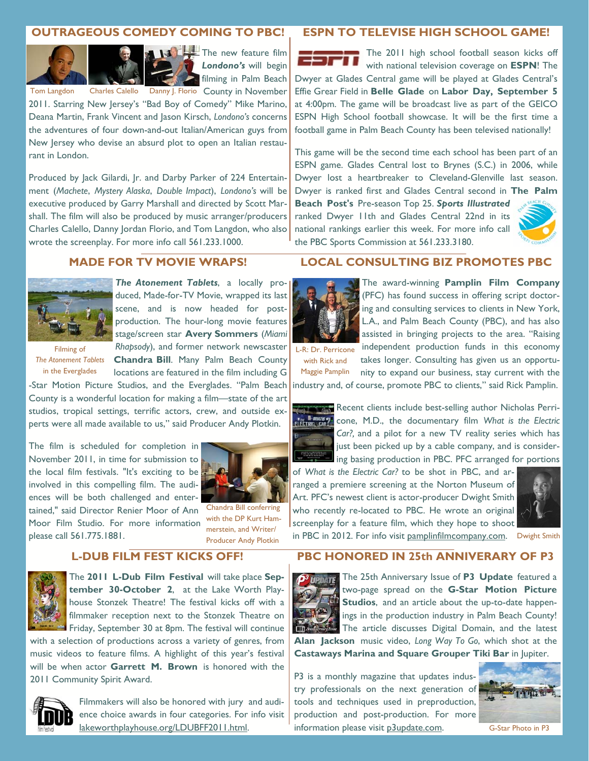## OUTRAGEOUS COMEDY COMING TO PBC!

Tom Langdon Charles Calello Danny J. Florio

The new feature film ***Londono's*** will begin filming in Palm Beach County in November 2011. Starring New Jersey's "Bad Boy of Comedy" Mike Marino, Deana Martin, Frank Vincent and Jason Kirsch, *Londono's* concerns the adventures of four down-and-out Italian/American guys from New Jersey who devise an absurd plot to open an Italian restaurant in London.

Produced by Jack Gilardi, Jr. and Darby Parker of 224 Entertainment (*Machete*, *Mystery Alaska*, *Double Impact*), *Londono's* will be executive produced by Garry Marshall and directed by Scott Marshall. The film will also be produced by music arranger/producers Charles Calello, Danny Jordan Florio, and Tom Langdon, who also wrote the screenplay. For more info call 561.233.1000.

## ESPN TO TELEVISE HIGH SCHOOL GAME!

The 2011 high school football season kicks off with national television coverage on **ESPN**! The Dwyer at Glades Central game will be played at Glades Central's Effie Grear Field in **Belle Glade** on **Labor Day, September 5** at 4:00pm. The game will be broadcast live as part of the GEICO ESPN High School football showcase. It will be the first time a football game in Palm Beach County has been televised nationally!

This game will be the second time each school has been part of an ESPN game. Glades Central lost to Brynes (S.C.) in 2006, while Dwyer lost a heartbreaker to Cleveland-Glenville last season. Dwyer is ranked first and Glades Central second in **The Palm Beach Post's** Pre-season Top 25. ***Sports Illustrated*** ranked Dwyer 11th and Glades Central 22nd in its national rankings earlier this week. For more info call the PBC Sports Commission at 561.233.3180.

## MADE FOR TV MOVIE WRAPS!

Filming of *The Atonement Tablets* in the Everglades

***The Atonement Tablets***, a locally produced, Made-for-TV Movie, wrapped its last scene, and is now headed for post-production. The hour-long movie features stage/screen star **Avery Sommers** (*Miami Rhapsody*), and former network newscaster **Chandra Bill**. Many Palm Beach County locations are featured in the film including G-Star Motion Picture Studios, and the Everglades. "Palm Beach County is a wonderful location for making a film—state of the art studios, tropical settings, terrific actors, crew, and outside experts were all made available to us," said Producer Andy Plotkin.

The film is scheduled for completion in November 2011, in time for submission to the local film festivals. "It's exciting to be involved in this compelling film. The audiences will be both challenged and entertained," said Director Renier Moor of Ann Moor Film Studio. For more information please call 561.775.1881.

Chandra Bill conferring with the DP Kurt Hammerstein, and Writer/Producer Andy Plotkin

## LOCAL CONSULTING BIZ PROMOTES PBC

L-R: Dr. Perricone with Rick and Maggie Pamplin

The award-winning **Pamplin Film Company** (PFC) has found success in offering script doctoring and consulting services to clients in New York, L.A., and Palm Beach County (PBC), and has also assisted in bringing projects to the area. "Raising independent production funds in this economy takes longer. Consulting has given us an opportunity to expand our business, stay current with the industry and, of course, promote PBC to clients," said Rick Pamplin.

Recent clients include best-selling author Nicholas Perricone, M.D., the documentary film *What is the Electric Car?,* and a pilot for a new TV reality series which has just been picked up by a cable company, and is considering basing production in PBC. PFC arranged for portions of *What is the Electric Car?* to be shot in PBC, and arranged a premiere screening at the Norton Museum of Art. PFC's newest client is actor-producer Dwight Smith who recently re-located to PBC. He wrote an original screenplay for a feature film, which they hope to shoot in PBC in 2012. For info visit pamplinfilmcompany.com.

Dwight Smith

## L-DUB FILM FEST KICKS OFF!

The **2011 L-Dub Film Festival** will take place **September 30-October 2**, at the Lake Worth Playhouse Stonzek Theatre! The festival kicks off with a filmmaker reception next to the Stonzek Theatre on Friday, September 30 at 8pm. The festival will continue with a selection of productions across a variety of genres, from music videos to feature films. A highlight of this year's festival will be when actor **Garrett M. Brown** is honored with the 2011 Community Spirit Award.

Filmmakers will also be honored with jury and audience choice awards in four categories. For info visit lakeworthplayhouse.org/LDUBFF2011.html.

## PBC HONORED IN 25th ANNIVERARY OF P3

The 25th Anniversary Issue of **P3 Update** featured a two-page spread on the **G-Star Motion Picture Studios**, and an article about the up-to-date happenings in the production industry in Palm Beach County! The article discusses Digital Domain, and the latest **Alan Jackson** music video, *Long Way To Go*, which shot at the **Castaways Marina and Square Grouper Tiki Bar** in Jupiter.

P3 is a monthly magazine that updates industry professionals on the next generation of tools and techniques used in preproduction, production and post-production. For more information please visit p3update.com.

G-Star Photo in P3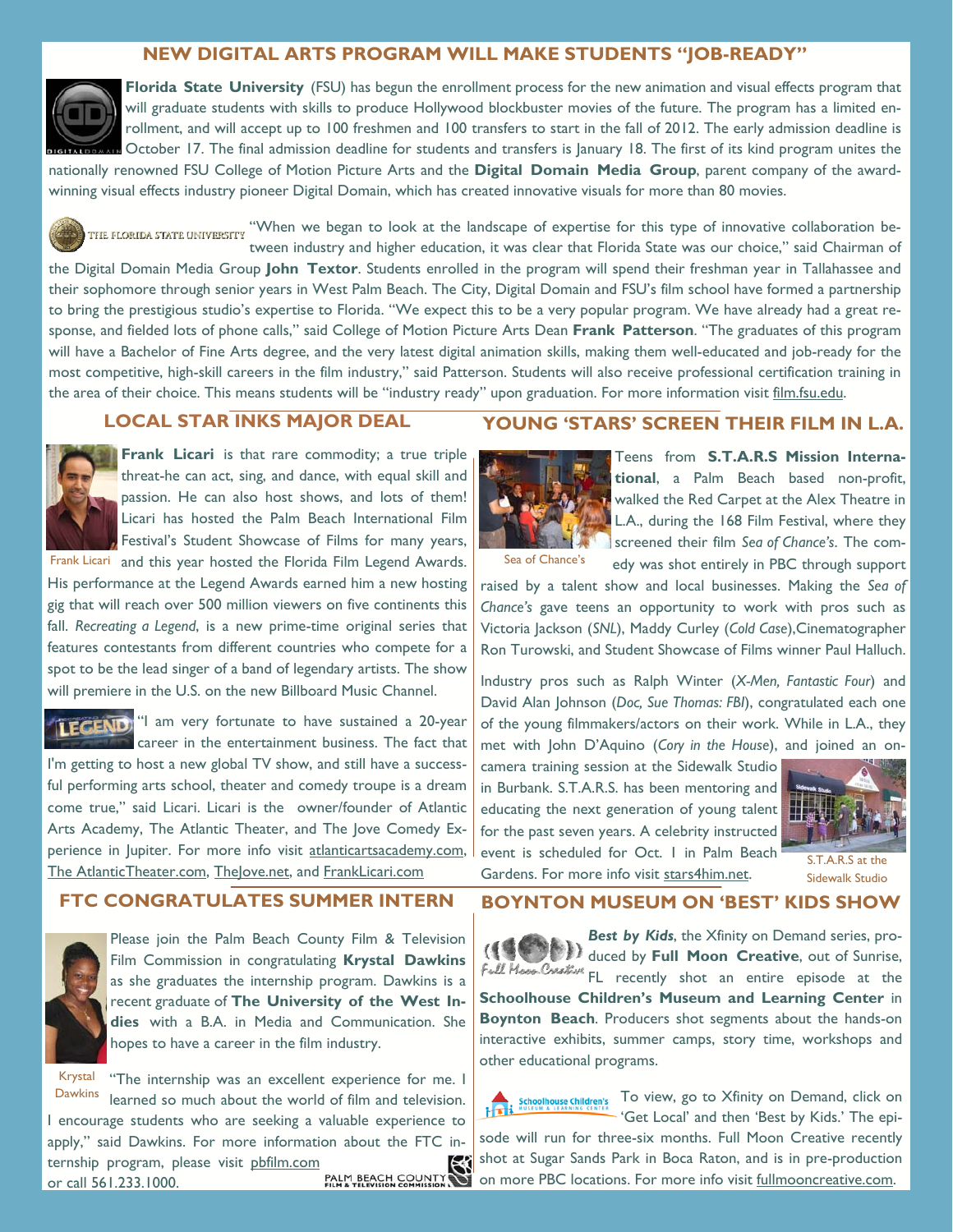## NEW DIGITAL ARTS PROGRAM WILL MAKE STUDENTS "JOB-READY"

**Florida State University** (FSU) has begun the enrollment process for the new animation and visual effects program that will graduate students with skills to produce Hollywood blockbuster movies of the future. The program has a limited enrollment, and will accept up to 100 freshmen and 100 transfers to start in the fall of 2012. The early admission deadline is October 17. The final admission deadline for students and transfers is January 18. The first of its kind program unites the nationally renowned FSU College of Motion Picture Arts and the **Digital Domain Media Group**, parent company of the award-winning visual effects industry pioneer Digital Domain, which has created innovative visuals for more than 80 movies.

"When we began to look at the landscape of expertise for this type of innovative collaboration between industry and higher education, it was clear that Florida State was our choice," said Chairman of the Digital Domain Media Group **John Textor**. Students enrolled in the program will spend their freshman year in Tallahassee and their sophomore through senior years in West Palm Beach. The City, Digital Domain and FSU's film school have formed a partnership to bring the prestigious studio's expertise to Florida. "We expect this to be a very popular program. We have already had a great response, and fielded lots of phone calls," said College of Motion Picture Arts Dean **Frank Patterson**. "The graduates of this program will have a Bachelor of Fine Arts degree, and the very latest digital animation skills, making them well-educated and job-ready for the most competitive, high-skill careers in the film industry," said Patterson. Students will also receive professional certification training in the area of their choice. This means students will be "industry ready" upon graduation. For more information visit film.fsu.edu.

## LOCAL STAR INKS MAJOR DEAL

Frank Licari

**Frank Licari** is that rare commodity; a true triple threat-he can act, sing, and dance, with equal skill and passion. He can also host shows, and lots of them! Licari has hosted the Palm Beach International Film Festival's Student Showcase of Films for many years, and this year hosted the Florida Film Legend Awards. His performance at the Legend Awards earned him a new hosting gig that will reach over 500 million viewers on five continents this fall. *Recreating a Legend*, is a new prime-time original series that features contestants from different countries who compete for a spot to be the lead singer of a band of legendary artists. The show will premiere in the U.S. on the new Billboard Music Channel.

"I am very fortunate to have sustained a 20-year career in the entertainment business. The fact that I'm getting to host a new global TV show, and still have a successful performing arts school, theater and comedy troupe is a dream come true," said Licari. Licari is the owner/founder of Atlantic Arts Academy, The Atlantic Theater, and The Jove Comedy Experience in Jupiter. For more info visit atlanticartsacademy.com, The AtlanticTheater.com, TheJove.net, and FrankLicari.com

## YOUNG 'STARS' SCREEN THEIR FILM IN L.A.

Sea of Chance's

Teens from **S.T.A.R.S Mission International**, a Palm Beach based non-profit, walked the Red Carpet at the Alex Theatre in L.A., during the 168 Film Festival, where they screened their film *Sea of Chance's*. The comedy was shot entirely in PBC through support raised by a talent show and local businesses. Making the *Sea of Chance's* gave teens an opportunity to work with pros such as Victoria Jackson (*SNL*), Maddy Curley (*Cold Case*),Cinematographer Ron Turowski, and Student Showcase of Films winner Paul Halluch.

Industry pros such as Ralph Winter (*X-Men, Fantastic Four*) and David Alan Johnson (*Doc, Sue Thomas: FBI*), congratulated each one of the young filmmakers/actors on their work. While in L.A., they met with John D'Aquino (*Cory in the House*), and joined an on-camera training session at the Sidewalk Studio in Burbank. S.T.A.R.S. has been mentoring and educating the next generation of young talent for the past seven years. A celebrity instructed event is scheduled for Oct. 1 in Palm Beach Gardens. For more info visit stars4him.net.

S.T.A.R.S at the Sidewalk Studio

## FTC CONGRATULATES SUMMER INTERN

Please join the Palm Beach County Film & Television Film Commission in congratulating **Krystal Dawkins** as she graduates the internship program. Dawkins is a recent graduate of **The University of the West Indies** with a B.A. in Media and Communication. She hopes to have a career in the film industry.

Krystal Dawkins

"The internship was an excellent experience for me. I learned so much about the world of film and television. I encourage students who are seeking a valuable experience to apply," said Dawkins. For more information about the FTC internship program, please visit pbfilm.com or call 561.233.1000.

## BOYNTON MUSEUM ON 'BEST' KIDS SHOW

***Best by Kids***, the Xfinity on Demand series, produced by **Full Moon Creative**, out of Sunrise, FL recently shot an entire episode at the **Schoolhouse Children's Museum and Learning Center** in **Boynton Beach**. Producers shot segments about the hands-on interactive exhibits, summer camps, story time, workshops and other educational programs.

To view, go to Xfinity on Demand, click on 'Get Local' and then 'Best by Kids.' The episode will run for three-six months. Full Moon Creative recently shot at Sugar Sands Park in Boca Raton, and is in pre-production on more PBC locations. For more info visit fullmooncreative.com.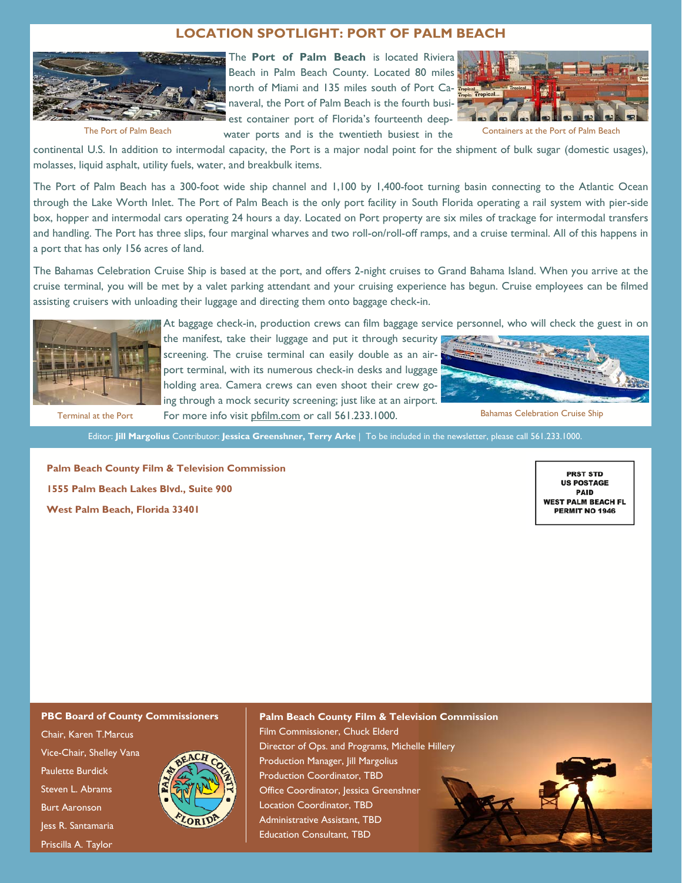## LOCATION SPOTLIGHT: PORT OF PALM BEACH

The Port of Palm Beach

The **Port of Palm Beach** is located Riviera Beach in Palm Beach County. Located 80 miles north of Miami and 135 miles south of Port Canaveral, the Port of Palm Beach is the fourth busiest container port of Florida's fourteenth deep-water ports and is the twentieth busiest in the continental U.S. In addition to intermodal capacity, the Port is a major nodal point for the shipment of bulk sugar (domestic usages), molasses, liquid asphalt, utility fuels, water, and breakbulk items.

Containers at the Port of Palm Beach

The Port of Palm Beach has a 300-foot wide ship channel and 1,100 by 1,400-foot turning basin connecting to the Atlantic Ocean through the Lake Worth Inlet. The Port of Palm Beach is the only port facility in South Florida operating a rail system with pier-side box, hopper and intermodal cars operating 24 hours a day. Located on Port property are six miles of trackage for intermodal transfers and handling. The Port has three slips, four marginal wharves and two roll-on/roll-off ramps, and a cruise terminal. All of this happens in a port that has only 156 acres of land.

The Bahamas Celebration Cruise Ship is based at the port, and offers 2-night cruises to Grand Bahama Island. When you arrive at the cruise terminal, you will be met by a valet parking attendant and your cruising experience has begun. Cruise employees can be filmed assisting cruisers with unloading their luggage and directing them onto baggage check-in.

At baggage check-in, production crews can film baggage service personnel, who will check the guest in on the manifest, take their luggage and put it through security screening. The cruise terminal can easily double as an airport terminal, with its numerous check-in desks and luggage holding area. Camera crews can even shoot their crew going through a mock security screening; just like at an airport. For more info visit pbfilm.com or call 561.233.1000.

Terminal at the Port

Bahamas Celebration Cruise Ship

Editor: **Jill Margolius** Contributor: **Jessica Greenshner, Terry Arke** | To be included in the newsletter, please call 561.233.1000.

**Palm Beach County Film & Television Commission**
**1555 Palm Beach Lakes Blvd., Suite 900**
**West Palm Beach, Florida 33401**

PRST STD
US POSTAGE
PAID
WEST PALM BEACH FL
PERMIT NO 1946

**PBC Board of County Commissioners**

Chair, Karen T.Marcus
Vice-Chair, Shelley Vana
Paulette Burdick
Steven L. Abrams
Burt Aaronson
Jess R. Santamaria
Priscilla A. Taylor

**Palm Beach County Film & Television Commission**

Film Commissioner, Chuck Elderd
Director of Ops. and Programs, Michelle Hillery
Production Manager, Jill Margolius
Production Coordinator, TBD
Office Coordinator, Jessica Greenshner
Location Coordinator, TBD
Administrative Assistant, TBD
Education Consultant, TBD